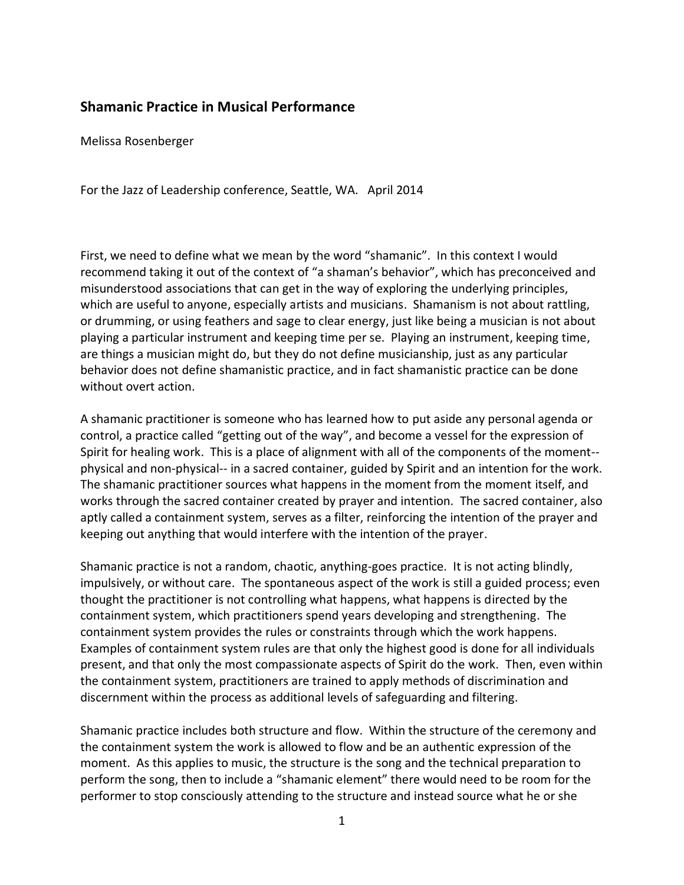## Shamanic Practice in Musical Performance

Melissa Rosenberger

For the Jazz of Leadership conference, Seattle, WA. April 2014

First, we need to define what we mean by the word "shamanic". In this context I would recommend taking it out of the context of "a shaman's behavior", which has preconceived and misunderstood associations that can get in the way of exploring the underlying principles, which are useful to anyone, especially artists and musicians. Shamanism is not about rattling, or drumming, or using feathers and sage to clear energy, just like being a musician is not about playing a particular instrument and keeping time per se. Playing an instrument, keeping time, are things a musician might do, but they do not define musicianship, just as any particular behavior does not define shamanistic practice, and in fact shamanistic practice can be done without overt action.

A shamanic practitioner is someone who has learned how to put aside any personal agenda or control, a practice called "getting out of the way", and become a vessel for the expression of Spirit for healing work. This is a place of alignment with all of the components of the moment-- physical and non-physical-- in a sacred container, guided by Spirit and an intention for the work. The shamanic practitioner sources what happens in the moment from the moment itself, and works through the sacred container created by prayer and intention. The sacred container, also aptly called a containment system, serves as a filter, reinforcing the intention of the prayer and keeping out anything that would interfere with the intention of the prayer.

Shamanic practice is not a random, chaotic, anything-goes practice. It is not acting blindly, impulsively, or without care. The spontaneous aspect of the work is still a guided process; even thought the practitioner is not controlling what happens, what happens is directed by the containment system, which practitioners spend years developing and strengthening. The containment system provides the rules or constraints through which the work happens. Examples of containment system rules are that only the highest good is done for all individuals present, and that only the most compassionate aspects of Spirit do the work. Then, even within the containment system, practitioners are trained to apply methods of discrimination and discernment within the process as additional levels of safeguarding and filtering.

Shamanic practice includes both structure and flow. Within the structure of the ceremony and the containment system the work is allowed to flow and be an authentic expression of the moment. As this applies to music, the structure is the song and the technical preparation to perform the song, then to include a "shamanic element" there would need to be room for the performer to stop consciously attending to the structure and instead source what he or she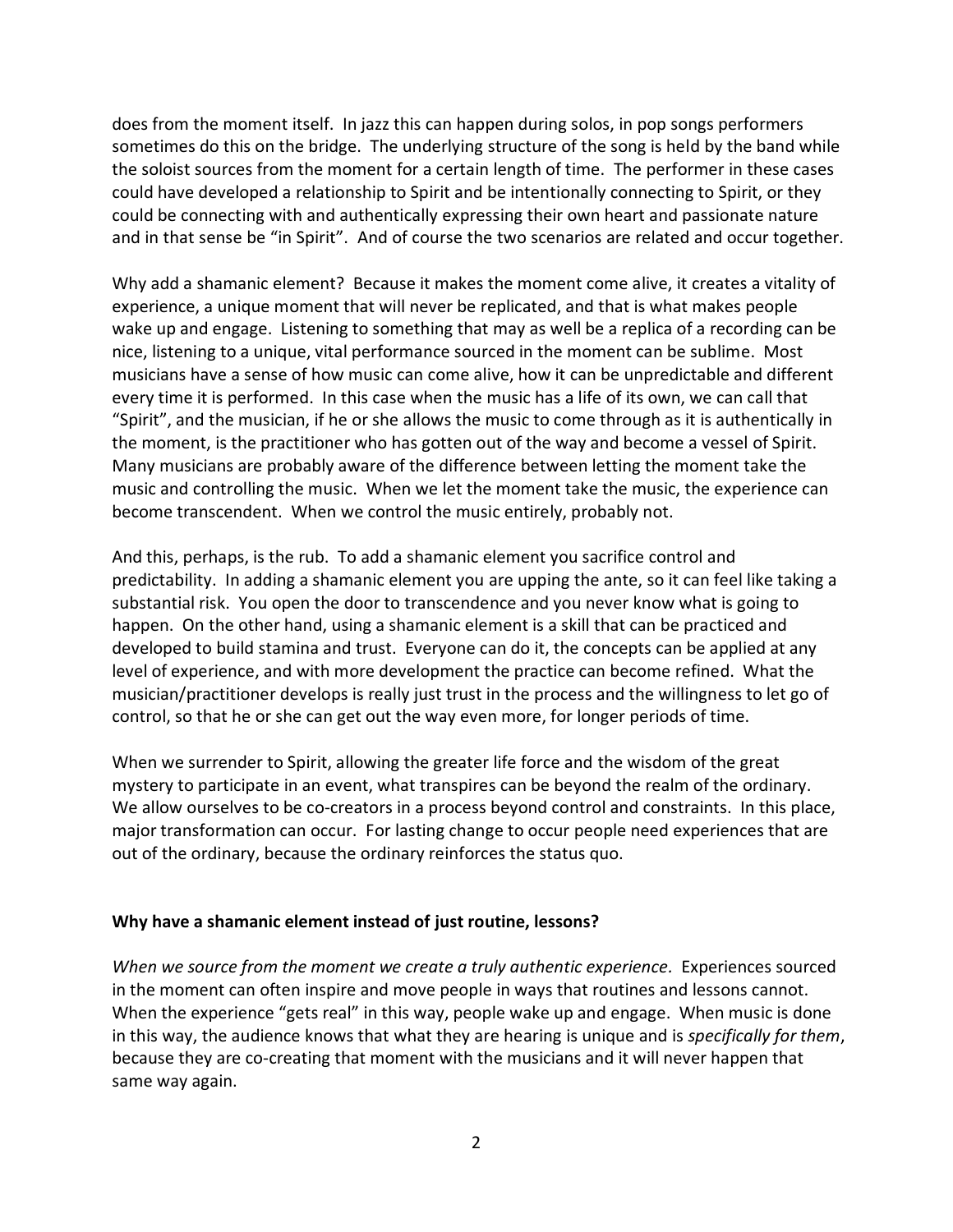does from the moment itself. In jazz this can happen during solos, in pop songs performers sometimes do this on the bridge. The underlying structure of the song is held by the band while the soloist sources from the moment for a certain length of time. The performer in these cases could have developed a relationship to Spirit and be intentionally connecting to Spirit, or they could be connecting with and authentically expressing their own heart and passionate nature and in that sense be "in Spirit". And of course the two scenarios are related and occur together.

Why add a shamanic element? Because it makes the moment come alive, it creates a vitality of experience, a unique moment that will never be replicated, and that is what makes people wake up and engage. Listening to something that may as well be a replica of a recording can be nice, listening to a unique, vital performance sourced in the moment can be sublime. Most musicians have a sense of how music can come alive, how it can be unpredictable and different every time it is performed. In this case when the music has a life of its own, we can call that "Spirit", and the musician, if he or she allows the music to come through as it is authentically in the moment, is the practitioner who has gotten out of the way and become a vessel of Spirit. Many musicians are probably aware of the difference between letting the moment take the music and controlling the music. When we let the moment take the music, the experience can become transcendent. When we control the music entirely, probably not.

And this, perhaps, is the rub. To add a shamanic element you sacrifice control and predictability. In adding a shamanic element you are upping the ante, so it can feel like taking a substantial risk. You open the door to transcendence and you never know what is going to happen. On the other hand, using a shamanic element is a skill that can be practiced and developed to build stamina and trust. Everyone can do it, the concepts can be applied at any level of experience, and with more development the practice can become refined. What the musician/practitioner develops is really just trust in the process and the willingness to let go of control, so that he or she can get out the way even more, for longer periods of time.

When we surrender to Spirit, allowing the greater life force and the wisdom of the great mystery to participate in an event, what transpires can be beyond the realm of the ordinary. We allow ourselves to be co-creators in a process beyond control and constraints. In this place, major transformation can occur. For lasting change to occur people need experiences that are out of the ordinary, because the ordinary reinforces the status quo.

**Why have a shamanic element instead of just routine, lessons?**

*When we source from the moment we create a truly authentic experience.* Experiences sourced in the moment can often inspire and move people in ways that routines and lessons cannot. When the experience "gets real" in this way, people wake up and engage. When music is done in this way, the audience knows that what they are hearing is unique and is *specifically for them*, because they are co-creating that moment with the musicians and it will never happen that same way again.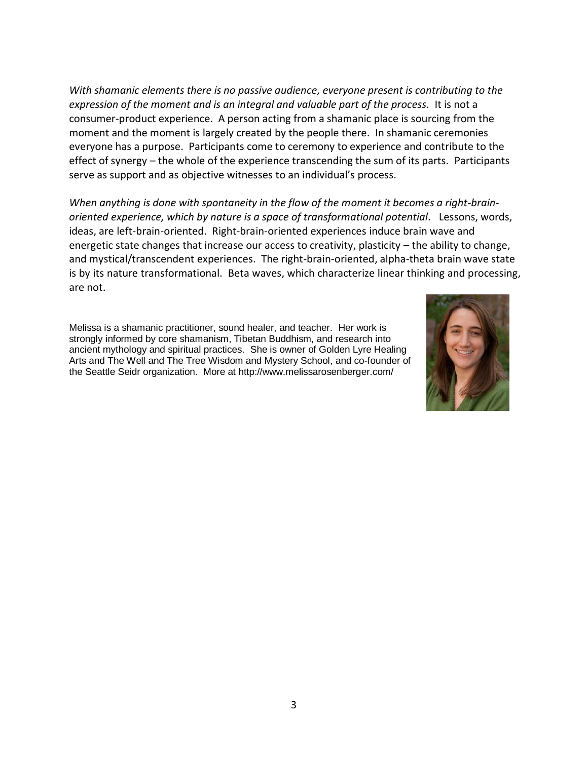*With shamanic elements there is no passive audience, everyone present is contributing to the expression of the moment and is an integral and valuable part of the process.* It is not a consumer-product experience. A person acting from a shamanic place is sourcing from the moment and the moment is largely created by the people there. In shamanic ceremonies everyone has a purpose. Participants come to ceremony to experience and contribute to the effect of synergy – the whole of the experience transcending the sum of its parts. Participants serve as support and as objective witnesses to an individual's process.

*When anything is done with spontaneity in the flow of the moment it becomes a right-brain-oriented experience, which by nature is a space of transformational potential.* Lessons, words, ideas, are left-brain-oriented. Right-brain-oriented experiences induce brain wave and energetic state changes that increase our access to creativity, plasticity – the ability to change, and mystical/transcendent experiences. The right-brain-oriented, alpha-theta brain wave state is by its nature transformational. Beta waves, which characterize linear thinking and processing, are not.

Melissa is a shamanic practitioner, sound healer, and teacher. Her work is strongly informed by core shamanism, Tibetan Buddhism, and research into ancient mythology and spiritual practices. She is owner of Golden Lyre Healing Arts and The Well and The Tree Wisdom and Mystery School, and co-founder of the Seattle Seidr organization. More at http://www.melissarosenberger.com/